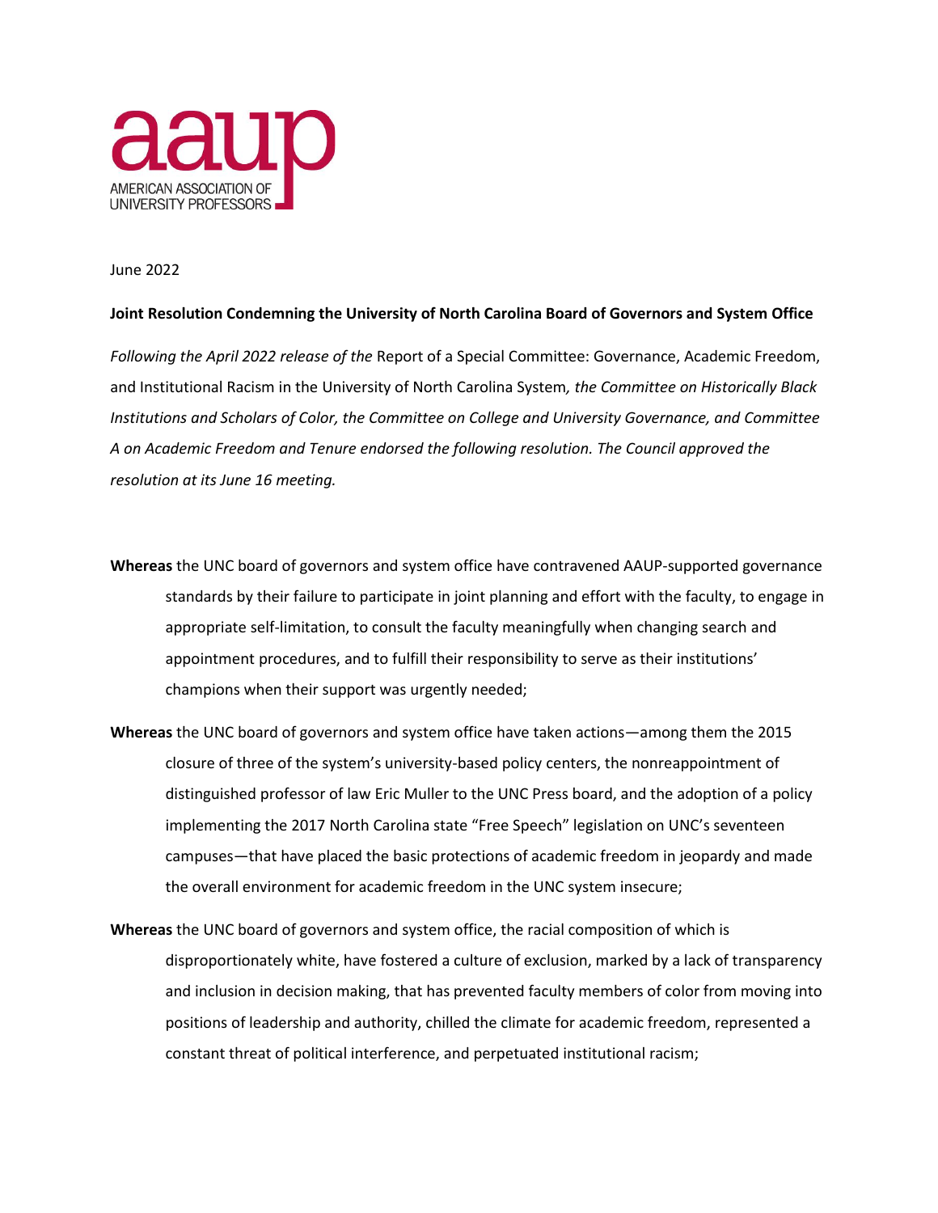AMERICAN ASSOCIATION OF UNIVERSITY PROFESSORS

June 2022

**Joint Resolution Condemning the University of North Carolina Board of Governors and System Office**

*Following the April 2022 release of the* Report of a Special Committee: Governance, Academic Freedom, and Institutional Racism in the University of North Carolina System*, the Committee on Historically Black Institutions and Scholars of Color, the Committee on College and University Governance, and Committee A on Academic Freedom and Tenure endorsed the following resolution. The Council approved the resolution at its June 16 meeting.*

**Whereas** the UNC board of governors and system office have contravened AAUP-supported governance standards by their failure to participate in joint planning and effort with the faculty, to engage in appropriate self-limitation, to consult the faculty meaningfully when changing search and appointment procedures, and to fulfill their responsibility to serve as their institutions' champions when their support was urgently needed;

**Whereas** the UNC board of governors and system office have taken actions—among them the 2015 closure of three of the system's university-based policy centers, the nonreappointment of distinguished professor of law Eric Muller to the UNC Press board, and the adoption of a policy implementing the 2017 North Carolina state "Free Speech" legislation on UNC's seventeen campuses—that have placed the basic protections of academic freedom in jeopardy and made the overall environment for academic freedom in the UNC system insecure;

**Whereas** the UNC board of governors and system office, the racial composition of which is disproportionately white, have fostered a culture of exclusion, marked by a lack of transparency and inclusion in decision making, that has prevented faculty members of color from moving into positions of leadership and authority, chilled the climate for academic freedom, represented a constant threat of political interference, and perpetuated institutional racism;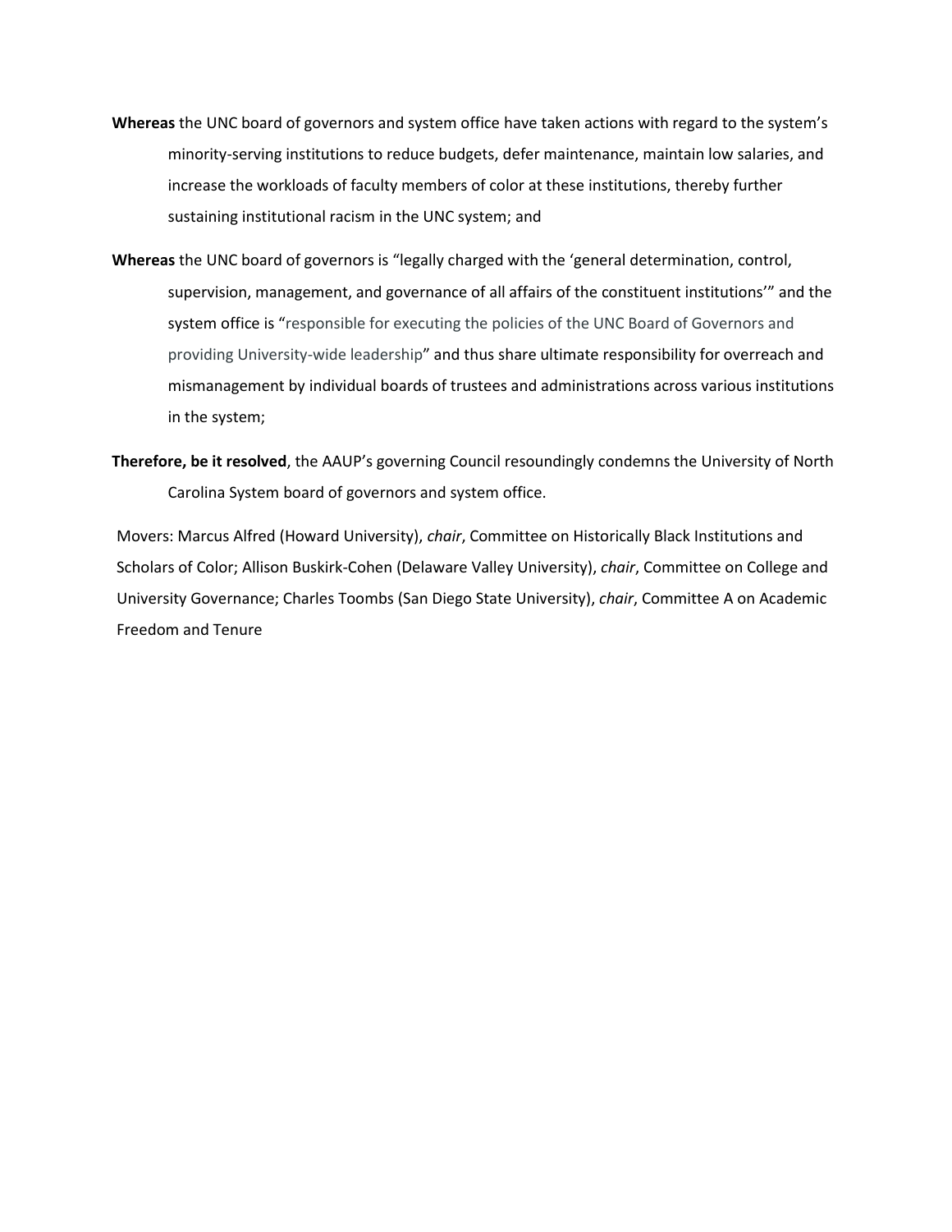**Whereas** the UNC board of governors and system office have taken actions with regard to the system's minority-serving institutions to reduce budgets, defer maintenance, maintain low salaries, and increase the workloads of faculty members of color at these institutions, thereby further sustaining institutional racism in the UNC system; and

**Whereas** the UNC board of governors is "legally charged with the 'general determination, control, supervision, management, and governance of all affairs of the constituent institutions'" and the system office is "responsible for executing the policies of the UNC Board of Governors and providing University-wide leadership" and thus share ultimate responsibility for overreach and mismanagement by individual boards of trustees and administrations across various institutions in the system;

**Therefore, be it resolved**, the AAUP's governing Council resoundingly condemns the University of North Carolina System board of governors and system office.

Movers: Marcus Alfred (Howard University), *chair*, Committee on Historically Black Institutions and Scholars of Color; Allison Buskirk-Cohen (Delaware Valley University), *chair*, Committee on College and University Governance; Charles Toombs (San Diego State University), *chair*, Committee A on Academic Freedom and Tenure